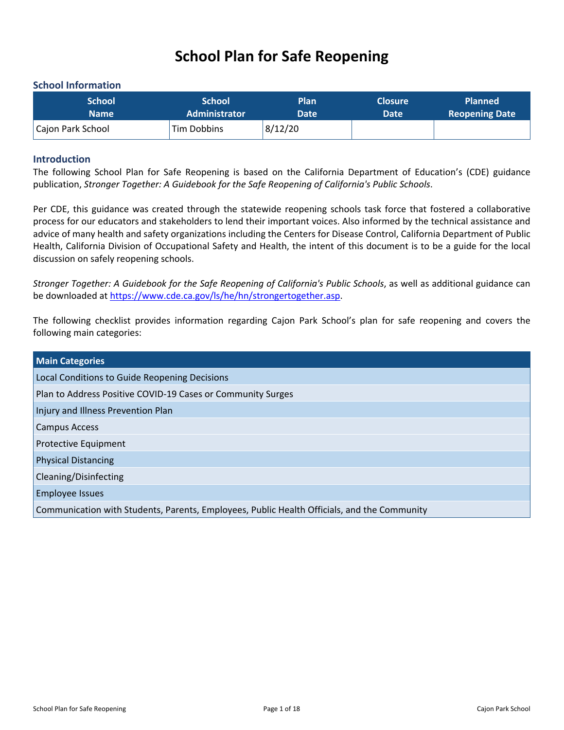# School Plan for Safe Reopening

## School Information

| School Name | School Administrator | Plan Date | Closure Date | Planned Reopening Date |
|---|---|---|---|---|
| Cajon Park School | Tim Dobbins | 8/12/20 | | |

## Introduction

The following School Plan for Safe Reopening is based on the California Department of Education's (CDE) guidance publication, *Stronger Together: A Guidebook for the Safe Reopening of California's Public Schools*.

Per CDE, this guidance was created through the statewide reopening schools task force that fostered a collaborative process for our educators and stakeholders to lend their important voices. Also informed by the technical assistance and advice of many health and safety organizations including the Centers for Disease Control, California Department of Public Health, California Division of Occupational Safety and Health, the intent of this document is to be a guide for the local discussion on safely reopening schools.

*Stronger Together: A Guidebook for the Safe Reopening of California's Public Schools*, as well as additional guidance can be downloaded at [https://www.cde.ca.gov/ls/he/hn/strongertogether.asp](https://www.cde.ca.gov/ls/he/hn/strongertogether.asp).

The following checklist provides information regarding Cajon Park School's plan for safe reopening and covers the following main categories:

| Main Categories |
|---|
| Local Conditions to Guide Reopening Decisions |
| Plan to Address Positive COVID-19 Cases or Community Surges |
| Injury and Illness Prevention Plan |
| Campus Access |
| Protective Equipment |
| Physical Distancing |
| Cleaning/Disinfecting |
| Employee Issues |
| Communication with Students, Parents, Employees, Public Health Officials, and the Community |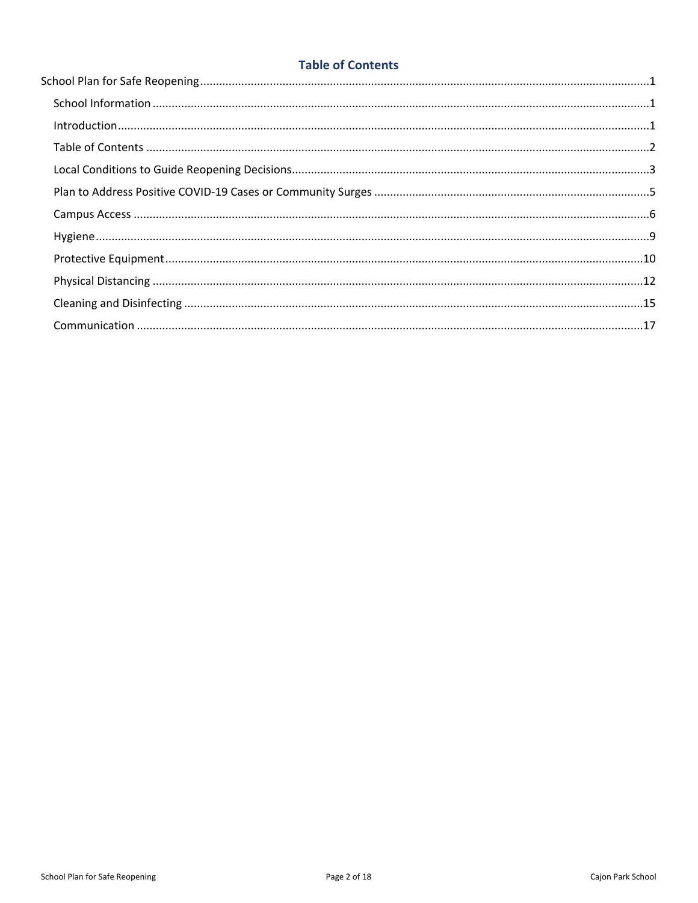## Table of Contents

- School Plan for Safe Reopening ........................................ 1
  - School Information ........................................ 1
  - Introduction ........................................ 1
  - Table of Contents ........................................ 2
  - Local Conditions to Guide Reopening Decisions ........................................ 3
  - Plan to Address Positive COVID-19 Cases or Community Surges ........................................ 5
  - Campus Access ........................................ 6
  - Hygiene ........................................ 9
  - Protective Equipment ........................................ 10
  - Physical Distancing ........................................ 12
  - Cleaning and Disinfecting ........................................ 15
  - Communication ........................................ 17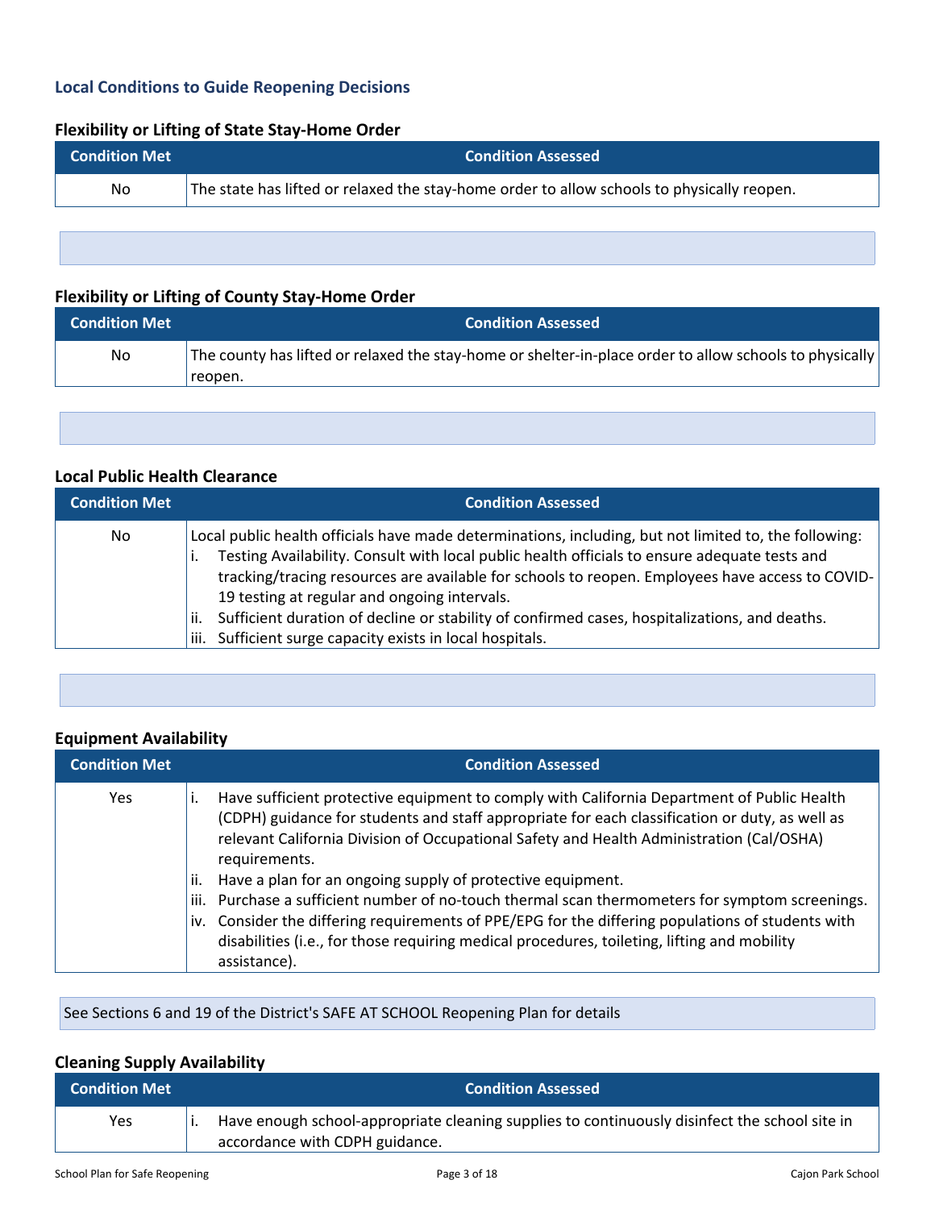## Local Conditions to Guide Reopening Decisions

### Flexibility or Lifting of State Stay-Home Order

| Condition Met | Condition Assessed |
|---|---|
| No | The state has lifted or relaxed the stay-home order to allow schools to physically reopen. |

### Flexibility or Lifting of County Stay-Home Order

| Condition Met | Condition Assessed |
|---|---|
| No | The county has lifted or relaxed the stay-home or shelter-in-place order to allow schools to physically reopen. |

### Local Public Health Clearance

| Condition Met | Condition Assessed |
|---|---|
| No | Local public health officials have made determinations, including, but not limited to, the following:<br>i. Testing Availability. Consult with local public health officials to ensure adequate tests and tracking/tracing resources are available for schools to reopen. Employees have access to COVID-19 testing at regular and ongoing intervals.<br>ii. Sufficient duration of decline or stability of confirmed cases, hospitalizations, and deaths.<br>iii. Sufficient surge capacity exists in local hospitals. |

### Equipment Availability

| Condition Met | Condition Assessed |
|---|---|
| Yes | i. Have sufficient protective equipment to comply with California Department of Public Health (CDPH) guidance for students and staff appropriate for each classification or duty, as well as relevant California Division of Occupational Safety and Health Administration (Cal/OSHA) requirements.<br>ii. Have a plan for an ongoing supply of protective equipment.<br>iii. Purchase a sufficient number of no-touch thermal scan thermometers for symptom screenings.<br>iv. Consider the differing requirements of PPE/EPG for the differing populations of students with disabilities (i.e., for those requiring medical procedures, toileting, lifting and mobility assistance). |

See Sections 6 and 19 of the District's SAFE AT SCHOOL Reopening Plan for details

### Cleaning Supply Availability

| Condition Met | Condition Assessed |
|---|---|
| Yes | i. Have enough school-appropriate cleaning supplies to continuously disinfect the school site in accordance with CDPH guidance. |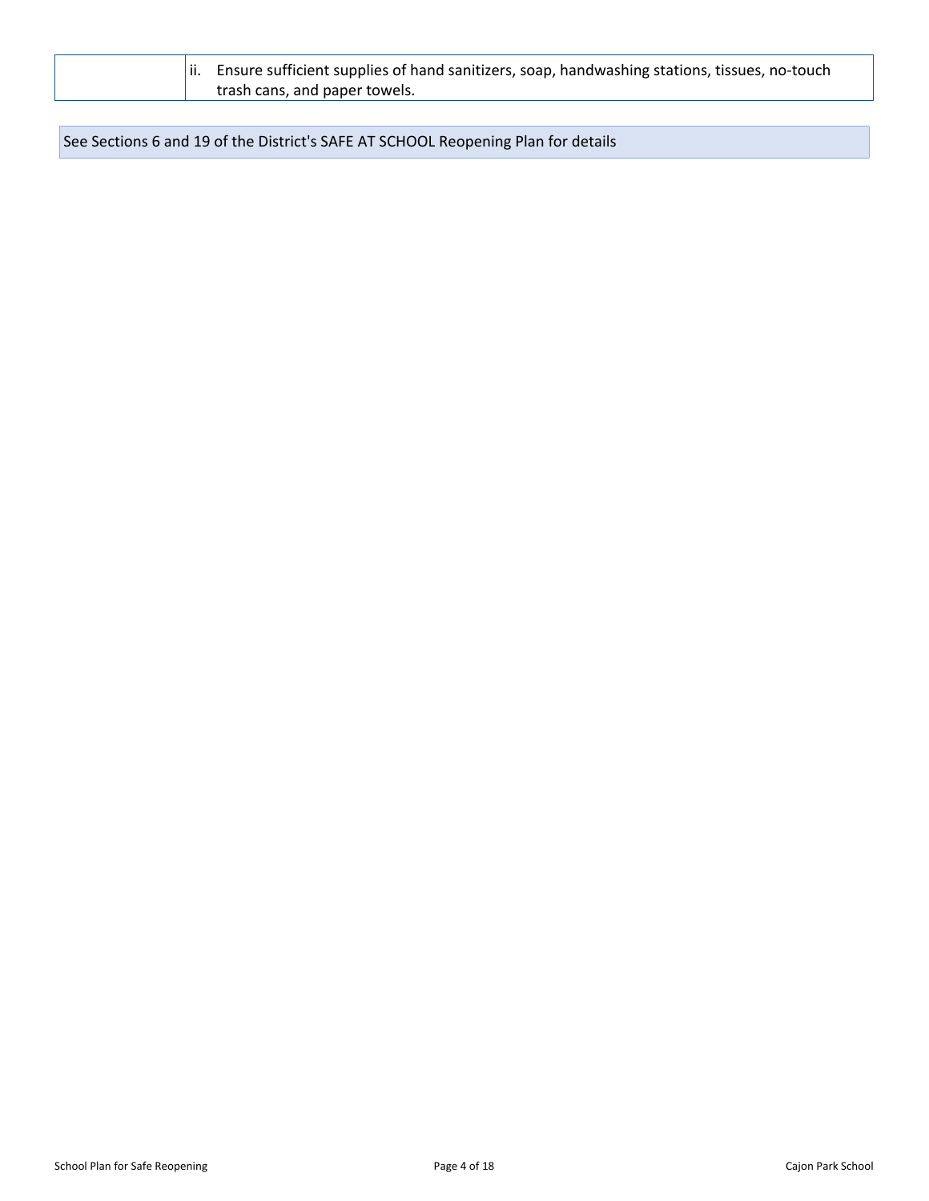| | |
|---|---|
| | ii. Ensure sufficient supplies of hand sanitizers, soap, handwashing stations, tissues, no-touch trash cans, and paper towels. |

See Sections 6 and 19 of the District's SAFE AT SCHOOL Reopening Plan for details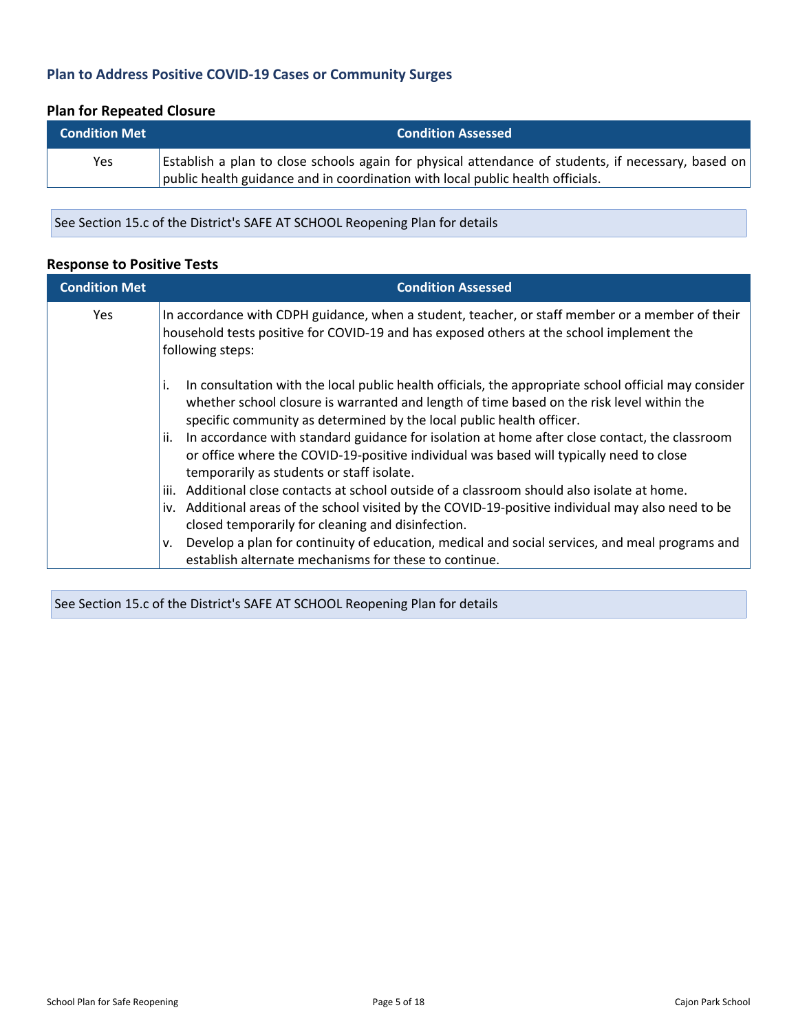## Plan to Address Positive COVID-19 Cases or Community Surges

### Plan for Repeated Closure

| Condition Met | Condition Assessed |
| --- | --- |
| Yes | Establish a plan to close schools again for physical attendance of students, if necessary, based on public health guidance and in coordination with local public health officials. |

See Section 15.c of the District's SAFE AT SCHOOL Reopening Plan for details

### Response to Positive Tests

| Condition Met | Condition Assessed |
| --- | --- |
| Yes | In accordance with CDPH guidance, when a student, teacher, or staff member or a member of their household tests positive for COVID-19 and has exposed others at the school implement the following steps:<br><br>i. In consultation with the local public health officials, the appropriate school official may consider whether school closure is warranted and length of time based on the risk level within the specific community as determined by the local public health officer.<br>ii. In accordance with standard guidance for isolation at home after close contact, the classroom or office where the COVID-19-positive individual was based will typically need to close temporarily as students or staff isolate.<br>iii. Additional close contacts at school outside of a classroom should also isolate at home.<br>iv. Additional areas of the school visited by the COVID-19-positive individual may also need to be closed temporarily for cleaning and disinfection.<br>v. Develop a plan for continuity of education, medical and social services, and meal programs and establish alternate mechanisms for these to continue. |

See Section 15.c of the District's SAFE AT SCHOOL Reopening Plan for details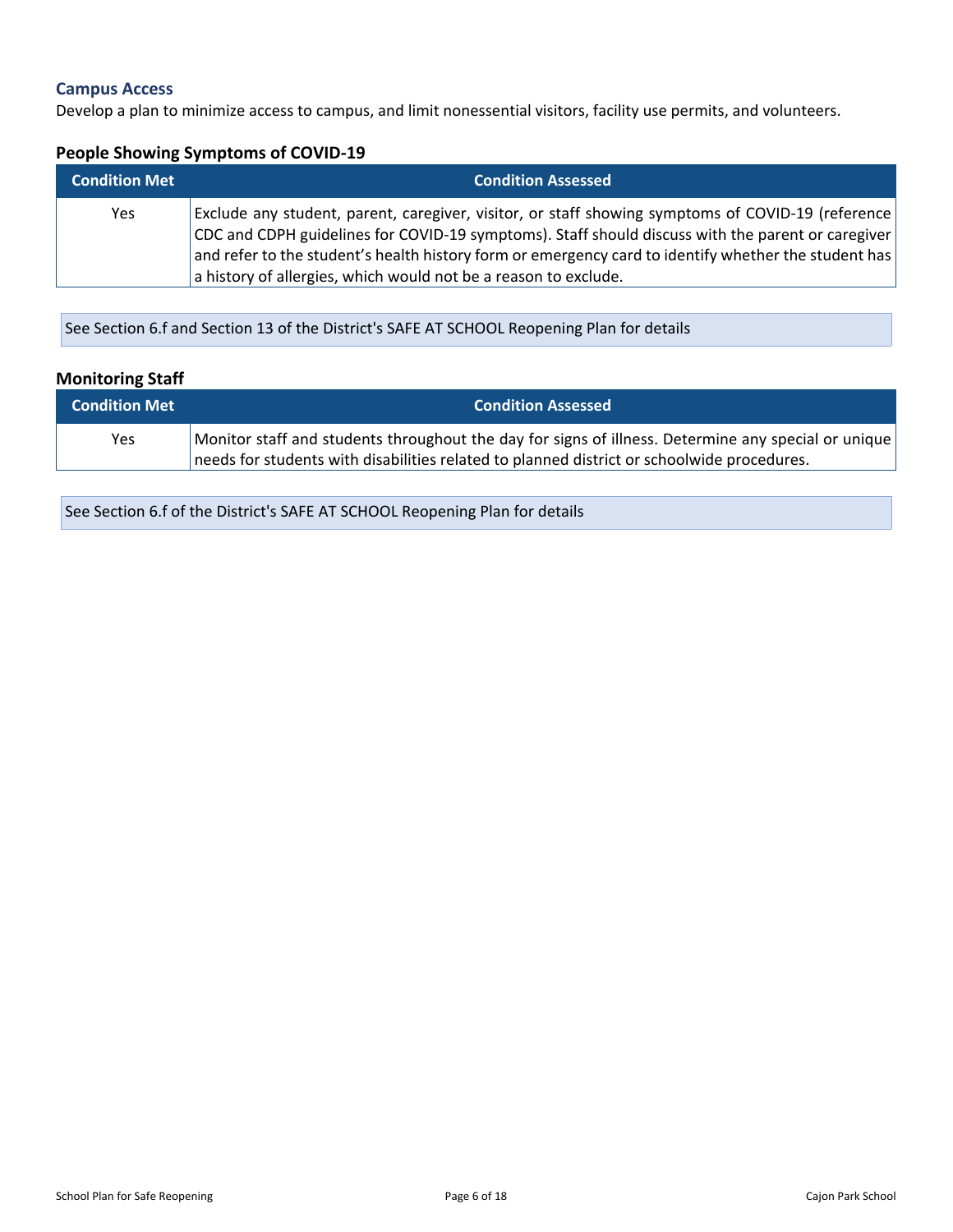## Campus Access

Develop a plan to minimize access to campus, and limit nonessential visitors, facility use permits, and volunteers.

### People Showing Symptoms of COVID-19

| Condition Met | Condition Assessed |
| --- | --- |
| Yes | Exclude any student, parent, caregiver, visitor, or staff showing symptoms of COVID-19 (reference CDC and CDPH guidelines for COVID-19 symptoms). Staff should discuss with the parent or caregiver and refer to the student's health history form or emergency card to identify whether the student has a history of allergies, which would not be a reason to exclude. |

See Section 6.f and Section 13 of the District's SAFE AT SCHOOL Reopening Plan for details

### Monitoring Staff

| Condition Met | Condition Assessed |
| --- | --- |
| Yes | Monitor staff and students throughout the day for signs of illness. Determine any special or unique needs for students with disabilities related to planned district or schoolwide procedures. |

See Section 6.f of the District's SAFE AT SCHOOL Reopening Plan for details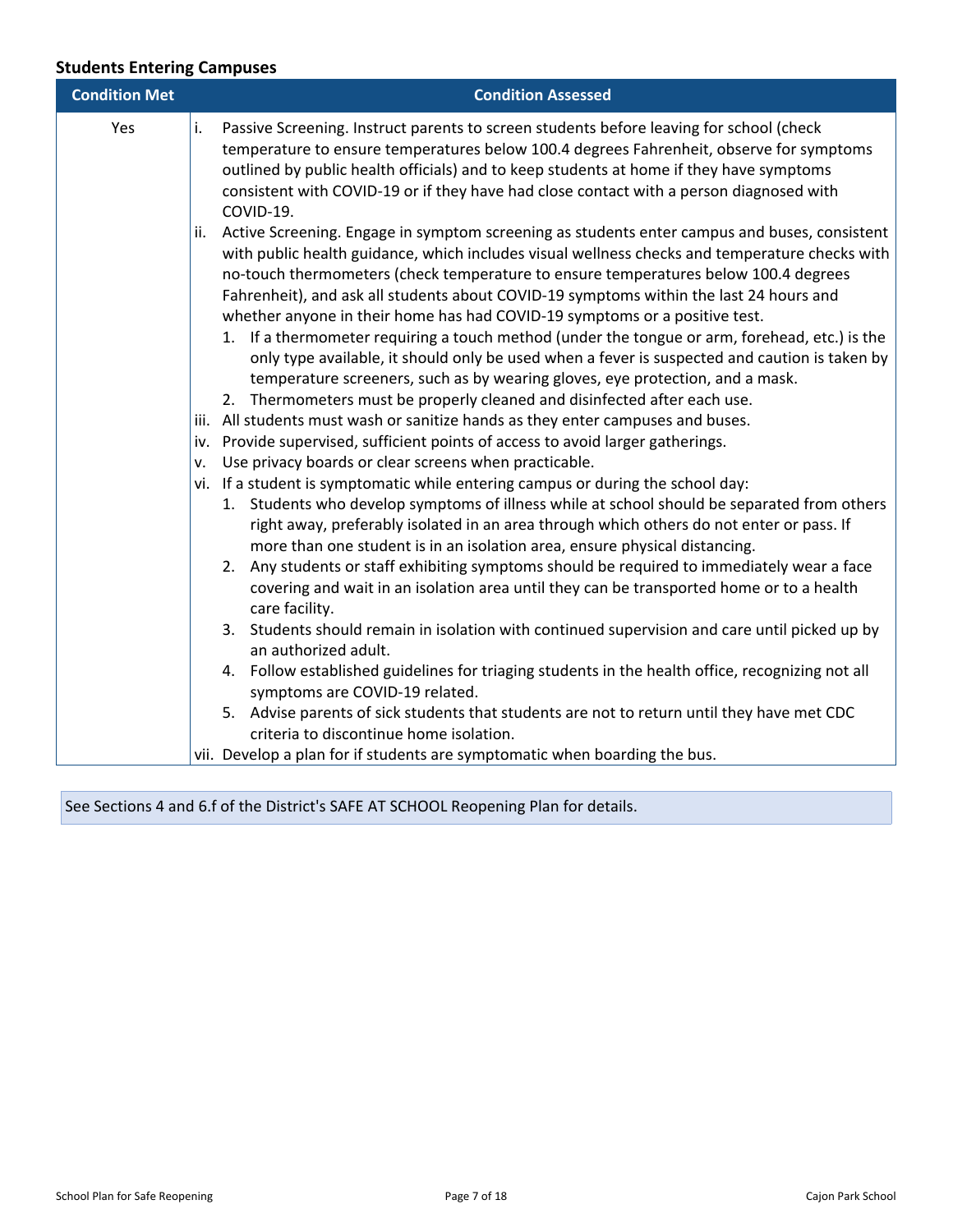### Students Entering Campuses

| Condition Met | Condition Assessed |
|---|---|
| Yes | i. Passive Screening. Instruct parents to screen students before leaving for school (check temperature to ensure temperatures below 100.4 degrees Fahrenheit, observe for symptoms outlined by public health officials) and to keep students at home if they have symptoms consistent with COVID-19 or if they have had close contact with a person diagnosed with COVID-19.<br>ii. Active Screening. Engage in symptom screening as students enter campus and buses, consistent with public health guidance, which includes visual wellness checks and temperature checks with no-touch thermometers (check temperature to ensure temperatures below 100.4 degrees Fahrenheit), and ask all students about COVID-19 symptoms within the last 24 hours and whether anyone in their home has had COVID-19 symptoms or a positive test.<br>1. If a thermometer requiring a touch method (under the tongue or arm, forehead, etc.) is the only type available, it should only be used when a fever is suspected and caution is taken by temperature screeners, such as by wearing gloves, eye protection, and a mask.<br>2. Thermometers must be properly cleaned and disinfected after each use.<br>iii. All students must wash or sanitize hands as they enter campuses and buses.<br>iv. Provide supervised, sufficient points of access to avoid larger gatherings.<br>v. Use privacy boards or clear screens when practicable.<br>vi. If a student is symptomatic while entering campus or during the school day:<br>1. Students who develop symptoms of illness while at school should be separated from others right away, preferably isolated in an area through which others do not enter or pass. If more than one student is in an isolation area, ensure physical distancing.<br>2. Any students or staff exhibiting symptoms should be required to immediately wear a face covering and wait in an isolation area until they can be transported home or to a health care facility.<br>3. Students should remain in isolation with continued supervision and care until picked up by an authorized adult.<br>4. Follow established guidelines for triaging students in the health office, recognizing not all symptoms are COVID-19 related.<br>5. Advise parents of sick students that students are not to return until they have met CDC criteria to discontinue home isolation.<br>vii. Develop a plan for if students are symptomatic when boarding the bus. |

See Sections 4 and 6.f of the District's SAFE AT SCHOOL Reopening Plan for details.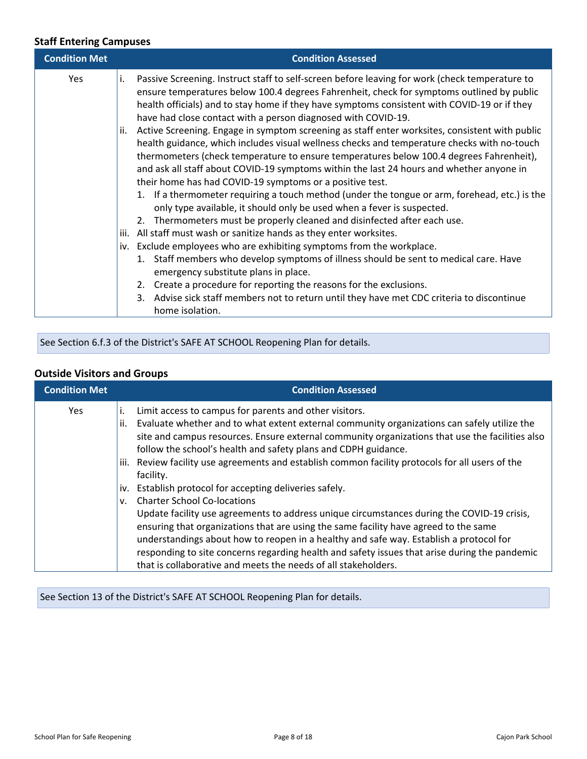### Staff Entering Campuses

| Condition Met | Condition Assessed |
|---|---|
| Yes | i. Passive Screening. Instruct staff to self-screen before leaving for work (check temperature to ensure temperatures below 100.4 degrees Fahrenheit, check for symptoms outlined by public health officials) and to stay home if they have symptoms consistent with COVID-19 or if they have had close contact with a person diagnosed with COVID-19.<br>ii. Active Screening. Engage in symptom screening as staff enter worksites, consistent with public health guidance, which includes visual wellness checks and temperature checks with no-touch thermometers (check temperature to ensure temperatures below 100.4 degrees Fahrenheit), and ask all staff about COVID-19 symptoms within the last 24 hours and whether anyone in their home has had COVID-19 symptoms or a positive test.<br>1. If a thermometer requiring a touch method (under the tongue or arm, forehead, etc.) is the only type available, it should only be used when a fever is suspected.<br>2. Thermometers must be properly cleaned and disinfected after each use.<br>iii. All staff must wash or sanitize hands as they enter worksites.<br>iv. Exclude employees who are exhibiting symptoms from the workplace.<br>1. Staff members who develop symptoms of illness should be sent to medical care. Have emergency substitute plans in place.<br>2. Create a procedure for reporting the reasons for the exclusions.<br>3. Advise sick staff members not to return until they have met CDC criteria to discontinue home isolation. |

See Section 6.f.3 of the District's SAFE AT SCHOOL Reopening Plan for details.

### Outside Visitors and Groups

| Condition Met | Condition Assessed |
|---|---|
| Yes | i. Limit access to campus for parents and other visitors.<br>ii. Evaluate whether and to what extent external community organizations can safely utilize the site and campus resources. Ensure external community organizations that use the facilities also follow the school's health and safety plans and CDPH guidance.<br>iii. Review facility use agreements and establish common facility protocols for all users of the facility.<br>iv. Establish protocol for accepting deliveries safely.<br>v. Charter School Co-locations<br>Update facility use agreements to address unique circumstances during the COVID-19 crisis, ensuring that organizations that are using the same facility have agreed to the same understandings about how to reopen in a healthy and safe way. Establish a protocol for responding to site concerns regarding health and safety issues that arise during the pandemic that is collaborative and meets the needs of all stakeholders. |

See Section 13 of the District's SAFE AT SCHOOL Reopening Plan for details.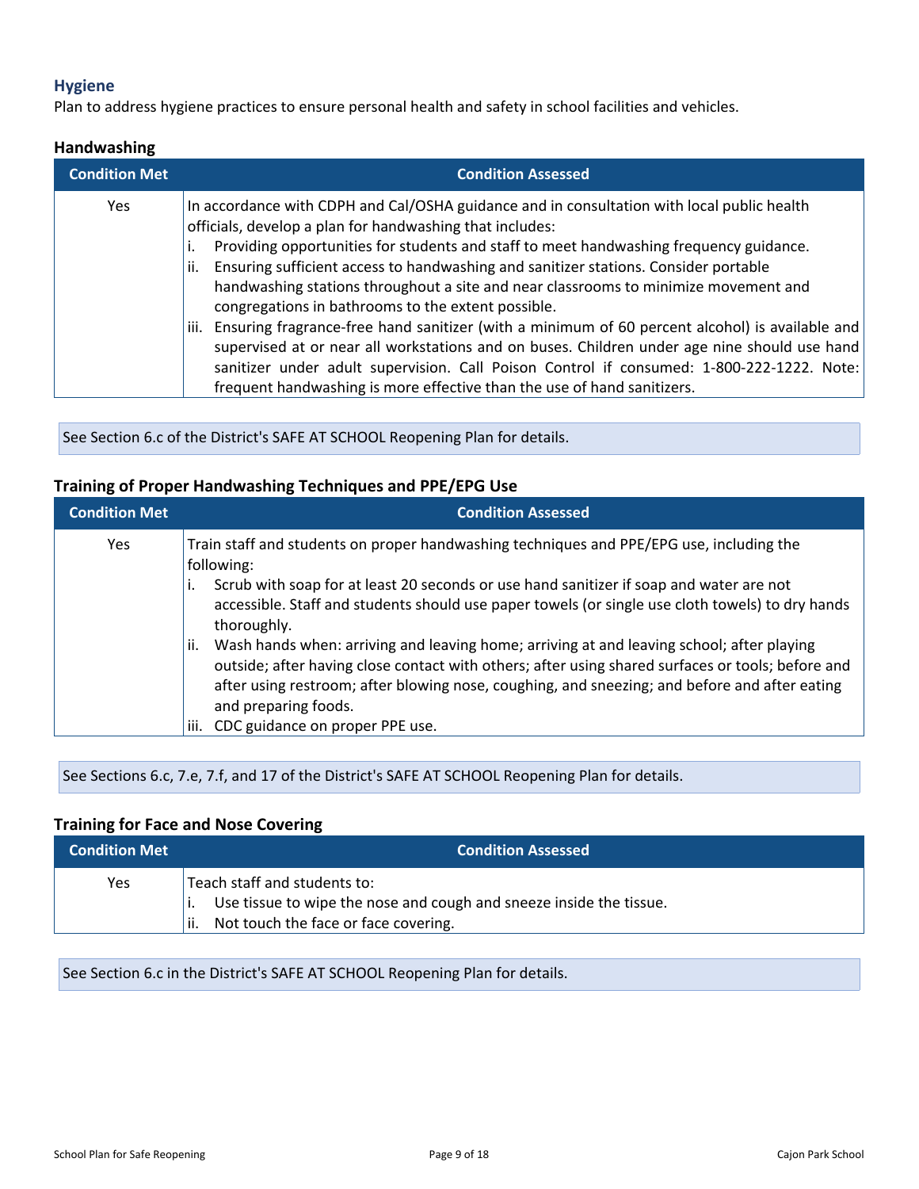## Hygiene

Plan to address hygiene practices to ensure personal health and safety in school facilities and vehicles.

### Handwashing

| Condition Met | Condition Assessed |
|---|---|
| Yes | In accordance with CDPH and Cal/OSHA guidance and in consultation with local public health officials, develop a plan for handwashing that includes:<br>i. Providing opportunities for students and staff to meet handwashing frequency guidance.<br>ii. Ensuring sufficient access to handwashing and sanitizer stations. Consider portable handwashing stations throughout a site and near classrooms to minimize movement and congregations in bathrooms to the extent possible.<br>iii. Ensuring fragrance-free hand sanitizer (with a minimum of 60 percent alcohol) is available and supervised at or near all workstations and on buses. Children under age nine should use hand sanitizer under adult supervision. Call Poison Control if consumed: 1-800-222-1222. Note: frequent handwashing is more effective than the use of hand sanitizers. |

See Section 6.c of the District's SAFE AT SCHOOL Reopening Plan for details.

### Training of Proper Handwashing Techniques and PPE/EPG Use

| Condition Met | Condition Assessed |
|---|---|
| Yes | Train staff and students on proper handwashing techniques and PPE/EPG use, including the following:<br>i. Scrub with soap for at least 20 seconds or use hand sanitizer if soap and water are not accessible. Staff and students should use paper towels (or single use cloth towels) to dry hands thoroughly.<br>ii. Wash hands when: arriving and leaving home; arriving at and leaving school; after playing outside; after having close contact with others; after using shared surfaces or tools; before and after using restroom; after blowing nose, coughing, and sneezing; and before and after eating and preparing foods.<br>iii. CDC guidance on proper PPE use. |

See Sections 6.c, 7.e, 7.f, and 17 of the District's SAFE AT SCHOOL Reopening Plan for details.

### Training for Face and Nose Covering

| Condition Met | Condition Assessed |
|---|---|
| Yes | Teach staff and students to:<br>i. Use tissue to wipe the nose and cough and sneeze inside the tissue.<br>ii. Not touch the face or face covering. |

See Section 6.c in the District's SAFE AT SCHOOL Reopening Plan for details.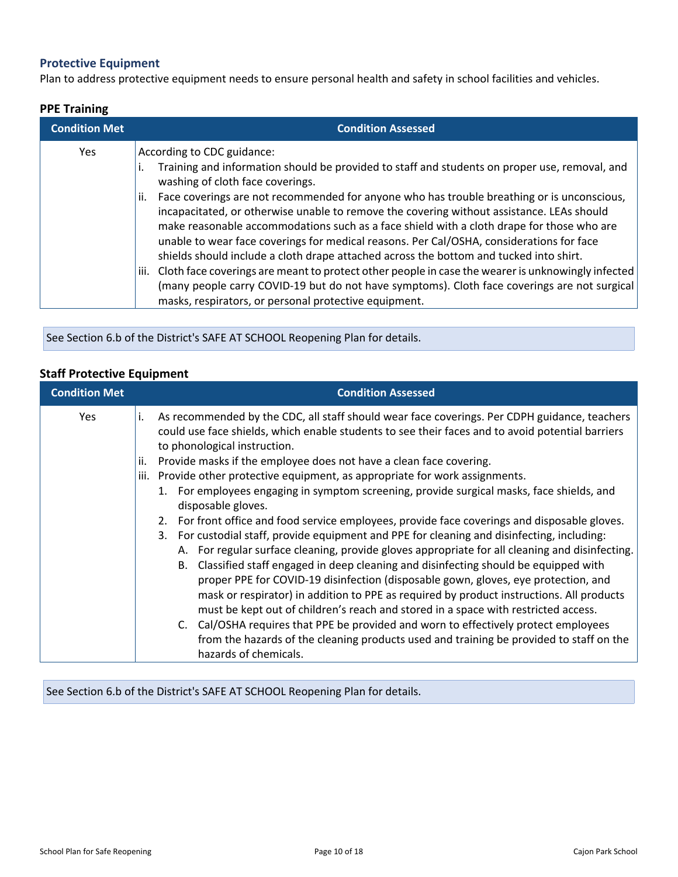## Protective Equipment

Plan to address protective equipment needs to ensure personal health and safety in school facilities and vehicles.

### PPE Training

| Condition Met | Condition Assessed |
| --- | --- |
| Yes | According to CDC guidance:<br>i. Training and information should be provided to staff and students on proper use, removal, and washing of cloth face coverings.<br>ii. Face coverings are not recommended for anyone who has trouble breathing or is unconscious, incapacitated, or otherwise unable to remove the covering without assistance. LEAs should make reasonable accommodations such as a face shield with a cloth drape for those who are unable to wear face coverings for medical reasons. Per Cal/OSHA, considerations for face shields should include a cloth drape attached across the bottom and tucked into shirt.<br>iii. Cloth face coverings are meant to protect other people in case the wearer is unknowingly infected (many people carry COVID-19 but do not have symptoms). Cloth face coverings are not surgical masks, respirators, or personal protective equipment. |

See Section 6.b of the District's SAFE AT SCHOOL Reopening Plan for details.

### Staff Protective Equipment

| Condition Met | Condition Assessed |
| --- | --- |
| Yes | i. As recommended by the CDC, all staff should wear face coverings. Per CDPH guidance, teachers could use face shields, which enable students to see their faces and to avoid potential barriers to phonological instruction.<br>ii. Provide masks if the employee does not have a clean face covering.<br>iii. Provide other protective equipment, as appropriate for work assignments.<br>1. For employees engaging in symptom screening, provide surgical masks, face shields, and disposable gloves.<br>2. For front office and food service employees, provide face coverings and disposable gloves.<br>3. For custodial staff, provide equipment and PPE for cleaning and disinfecting, including:<br>A. For regular surface cleaning, provide gloves appropriate for all cleaning and disinfecting.<br>B. Classified staff engaged in deep cleaning and disinfecting should be equipped with proper PPE for COVID-19 disinfection (disposable gown, gloves, eye protection, and mask or respirator) in addition to PPE as required by product instructions. All products must be kept out of children's reach and stored in a space with restricted access.<br>C. Cal/OSHA requires that PPE be provided and worn to effectively protect employees from the hazards of the cleaning products used and training be provided to staff on the hazards of chemicals. |

See Section 6.b of the District's SAFE AT SCHOOL Reopening Plan for details.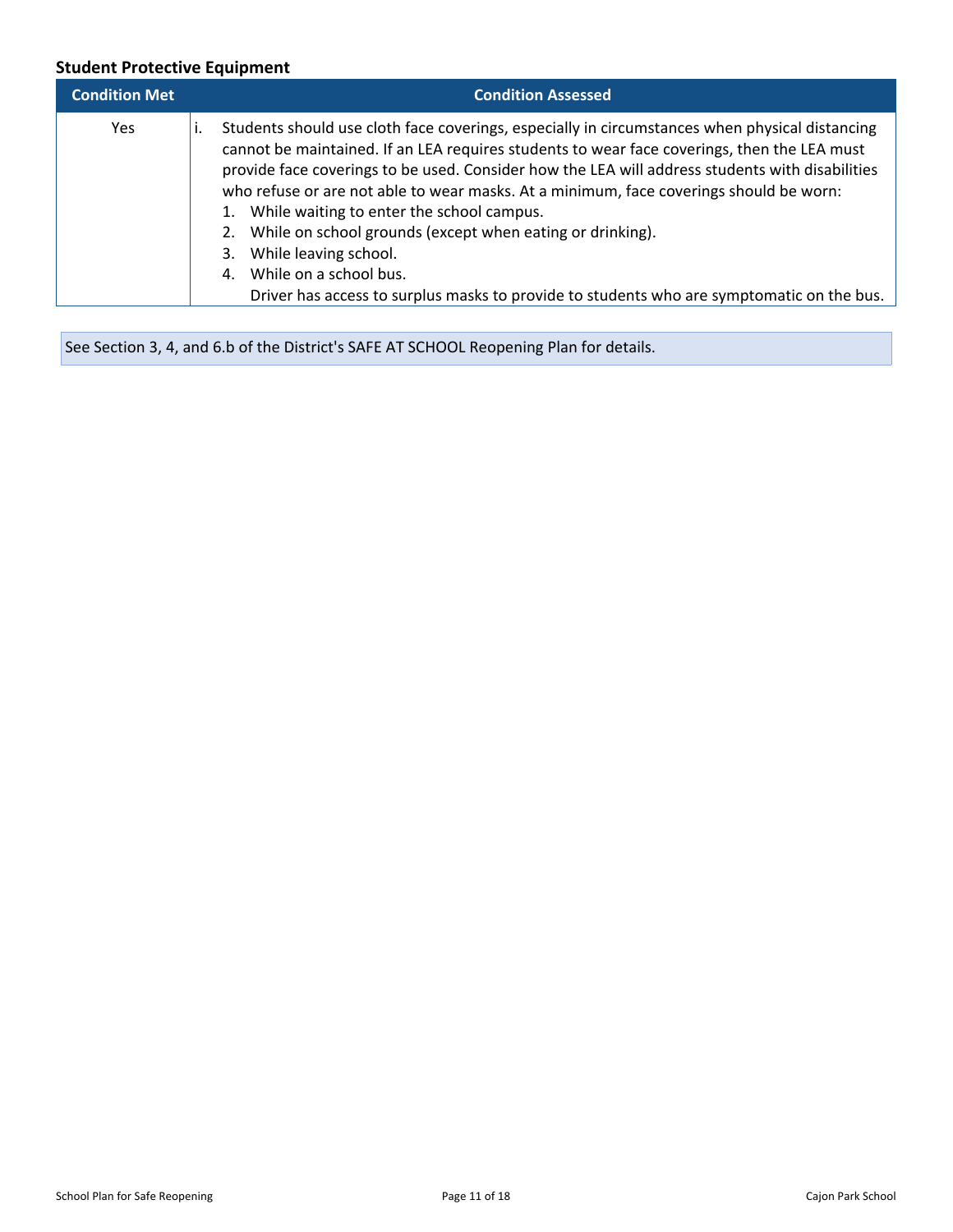### Student Protective Equipment

| Condition Met | Condition Assessed |
|---|---|
| Yes | i. Students should use cloth face coverings, especially in circumstances when physical distancing cannot be maintained. If an LEA requires students to wear face coverings, then the LEA must provide face coverings to be used. Consider how the LEA will address students with disabilities who refuse or are not able to wear masks. At a minimum, face coverings should be worn: 1. While waiting to enter the school campus. 2. While on school grounds (except when eating or drinking). 3. While leaving school. 4. While on a school bus. Driver has access to surplus masks to provide to students who are symptomatic on the bus. |

See Section 3, 4, and 6.b of the District's SAFE AT SCHOOL Reopening Plan for details.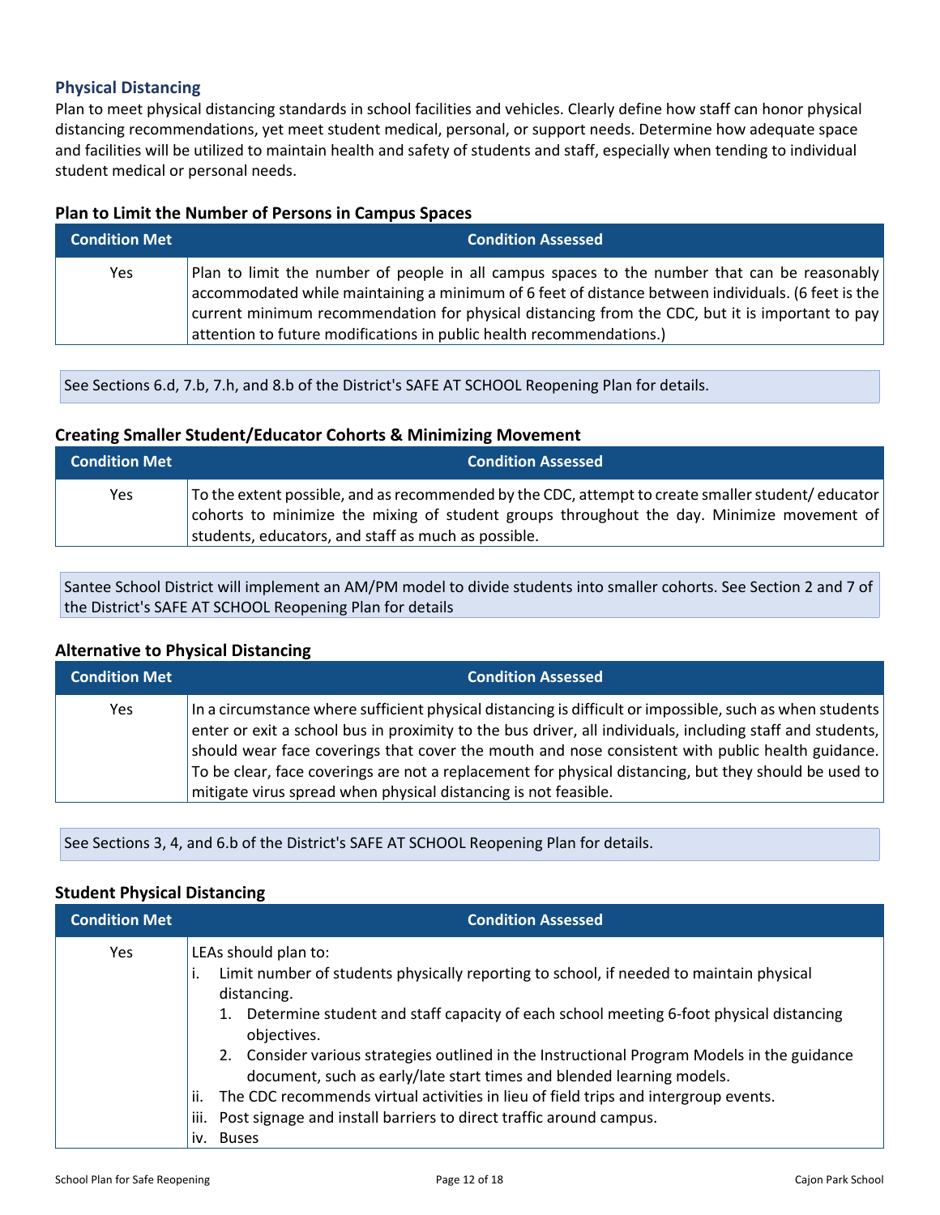## Physical Distancing

Plan to meet physical distancing standards in school facilities and vehicles. Clearly define how staff can honor physical distancing recommendations, yet meet student medical, personal, or support needs. Determine how adequate space and facilities will be utilized to maintain health and safety of students and staff, especially when tending to individual student medical or personal needs.

### Plan to Limit the Number of Persons in Campus Spaces

| Condition Met | Condition Assessed |
|---|---|
| Yes | Plan to limit the number of people in all campus spaces to the number that can be reasonably accommodated while maintaining a minimum of 6 feet of distance between individuals. (6 feet is the current minimum recommendation for physical distancing from the CDC, but it is important to pay attention to future modifications in public health recommendations.) |

See Sections 6.d, 7.b, 7.h, and 8.b of the District's SAFE AT SCHOOL Reopening Plan for details.

### Creating Smaller Student/Educator Cohorts & Minimizing Movement

| Condition Met | Condition Assessed |
|---|---|
| Yes | To the extent possible, and as recommended by the CDC, attempt to create smaller student/ educator cohorts to minimize the mixing of student groups throughout the day. Minimize movement of students, educators, and staff as much as possible. |

Santee School District will implement an AM/PM model to divide students into smaller cohorts. See Section 2 and 7 of the District's SAFE AT SCHOOL Reopening Plan for details

### Alternative to Physical Distancing

| Condition Met | Condition Assessed |
|---|---|
| Yes | In a circumstance where sufficient physical distancing is difficult or impossible, such as when students enter or exit a school bus in proximity to the bus driver, all individuals, including staff and students, should wear face coverings that cover the mouth and nose consistent with public health guidance. To be clear, face coverings are not a replacement for physical distancing, but they should be used to mitigate virus spread when physical distancing is not feasible. |

See Sections 3, 4, and 6.b of the District's SAFE AT SCHOOL Reopening Plan for details.

### Student Physical Distancing

| Condition Met | Condition Assessed |
|---|---|
| Yes | LEAs should plan to:<br>i. Limit number of students physically reporting to school, if needed to maintain physical distancing.<br>&nbsp;&nbsp;&nbsp;1. Determine student and staff capacity of each school meeting 6-foot physical distancing objectives.<br>&nbsp;&nbsp;&nbsp;2. Consider various strategies outlined in the Instructional Program Models in the guidance document, such as early/late start times and blended learning models.<br>ii. The CDC recommends virtual activities in lieu of field trips and intergroup events.<br>iii. Post signage and install barriers to direct traffic around campus.<br>iv. Buses |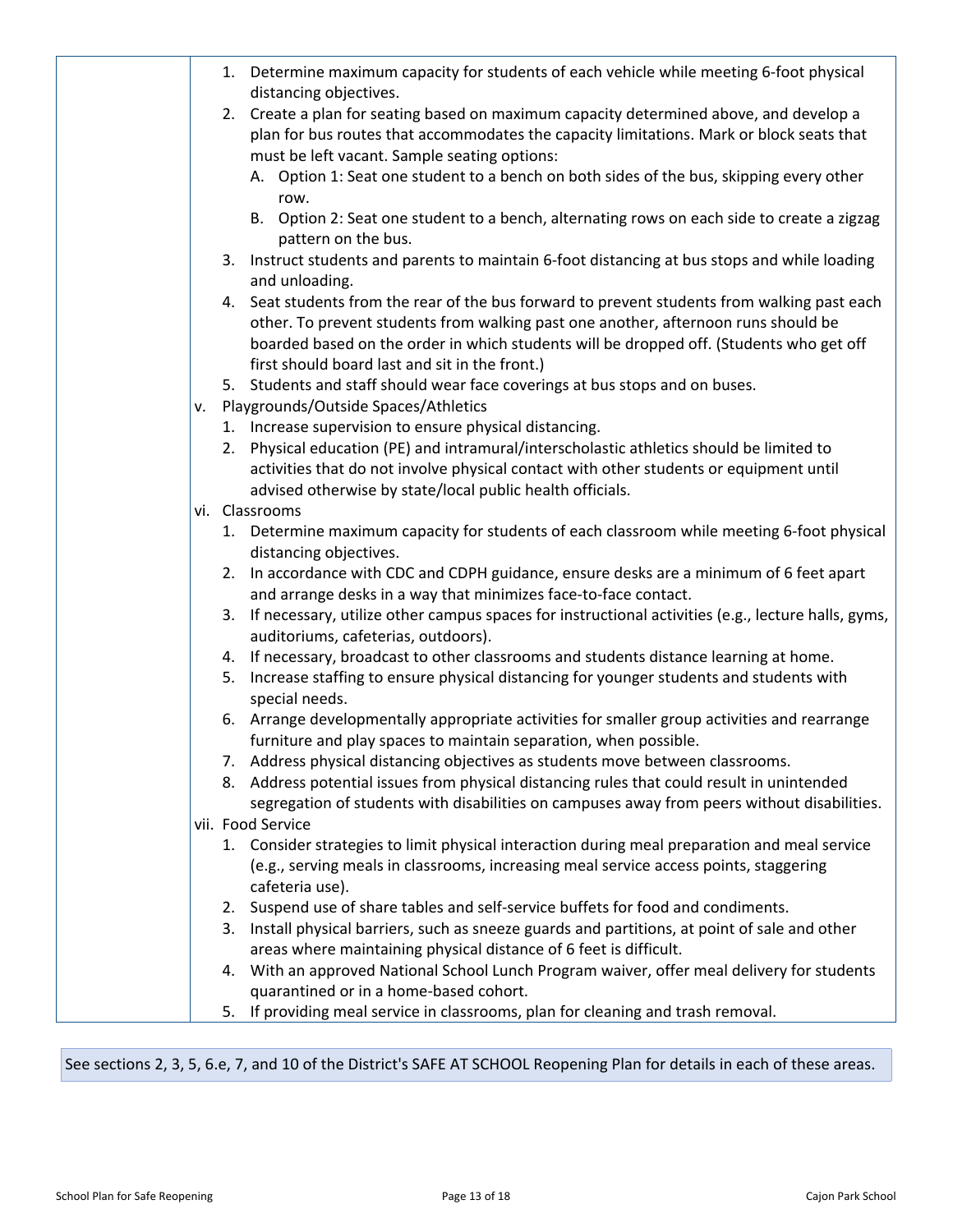| | |
|---|---|
| | 1. Determine maximum capacity for students of each vehicle while meeting 6-foot physical distancing objectives.<br>2. Create a plan for seating based on maximum capacity determined above, and develop a plan for bus routes that accommodates the capacity limitations. Mark or block seats that must be left vacant. Sample seating options:<br>&nbsp;&nbsp;&nbsp;A. Option 1: Seat one student to a bench on both sides of the bus, skipping every other row.<br>&nbsp;&nbsp;&nbsp;B. Option 2: Seat one student to a bench, alternating rows on each side to create a zigzag pattern on the bus.<br>3. Instruct students and parents to maintain 6-foot distancing at bus stops and while loading and unloading.<br>4. Seat students from the rear of the bus forward to prevent students from walking past each other. To prevent students from walking past one another, afternoon runs should be boarded based on the order in which students will be dropped off. (Students who get off first should board last and sit in the front.)<br>5. Students and staff should wear face coverings at bus stops and on buses.<br>v. Playgrounds/Outside Spaces/Athletics<br>1. Increase supervision to ensure physical distancing.<br>2. Physical education (PE) and intramural/interscholastic athletics should be limited to activities that do not involve physical contact with other students or equipment until advised otherwise by state/local public health officials.<br>vi. Classrooms<br>1. Determine maximum capacity for students of each classroom while meeting 6-foot physical distancing objectives.<br>2. In accordance with CDC and CDPH guidance, ensure desks are a minimum of 6 feet apart and arrange desks in a way that minimizes face-to-face contact.<br>3. If necessary, utilize other campus spaces for instructional activities (e.g., lecture halls, gyms, auditoriums, cafeterias, outdoors).<br>4. If necessary, broadcast to other classrooms and students distance learning at home.<br>5. Increase staffing to ensure physical distancing for younger students and students with special needs.<br>6. Arrange developmentally appropriate activities for smaller group activities and rearrange furniture and play spaces to maintain separation, when possible.<br>7. Address physical distancing objectives as students move between classrooms.<br>8. Address potential issues from physical distancing rules that could result in unintended segregation of students with disabilities on campuses away from peers without disabilities.<br>vii. Food Service<br>1. Consider strategies to limit physical interaction during meal preparation and meal service (e.g., serving meals in classrooms, increasing meal service access points, staggering cafeteria use).<br>2. Suspend use of share tables and self-service buffets for food and condiments.<br>3. Install physical barriers, such as sneeze guards and partitions, at point of sale and other areas where maintaining physical distance of 6 feet is difficult.<br>4. With an approved National School Lunch Program waiver, offer meal delivery for students quarantined or in a home-based cohort.<br>5. If providing meal service in classrooms, plan for cleaning and trash removal. |

See sections 2, 3, 5, 6.e, 7, and 10 of the District's SAFE AT SCHOOL Reopening Plan for details in each of these areas.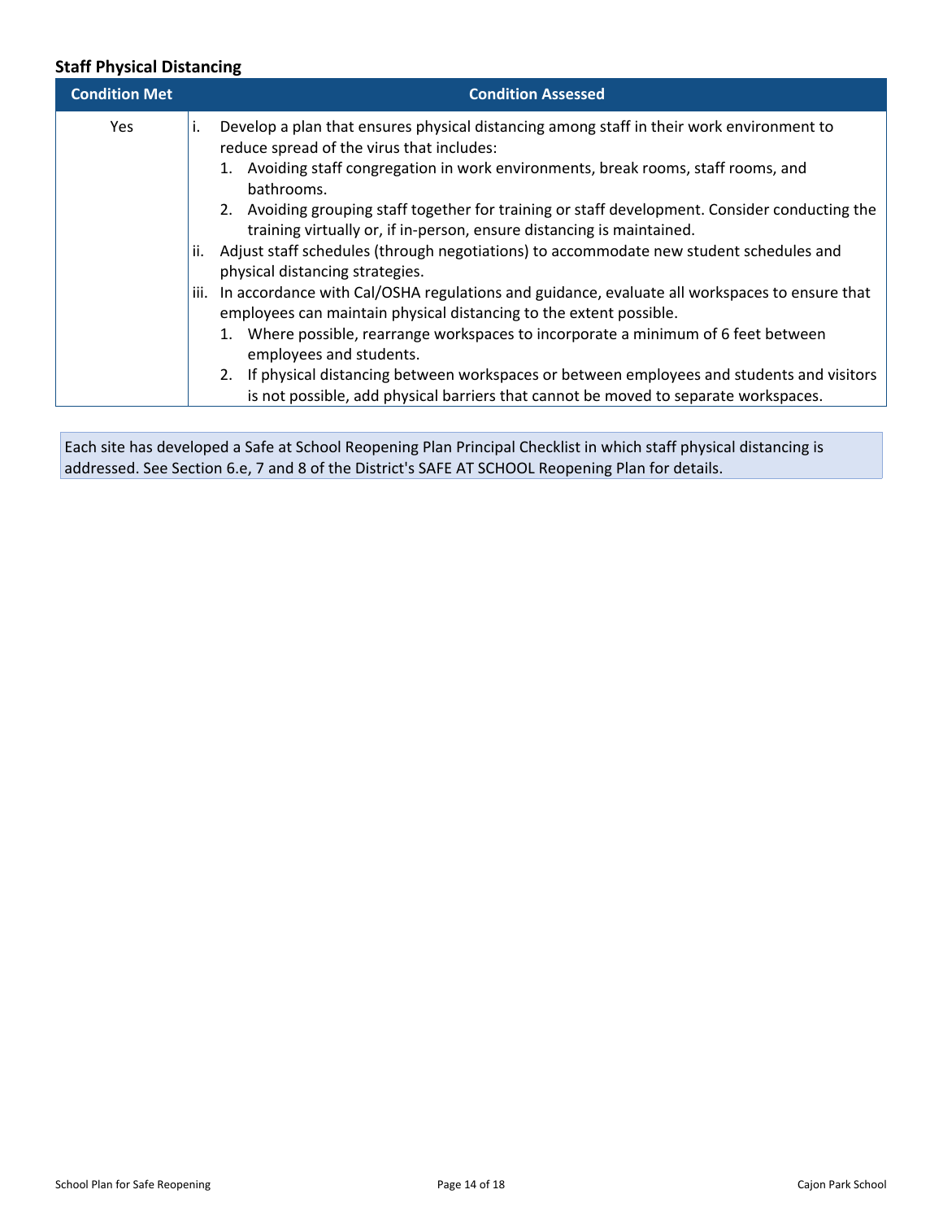### Staff Physical Distancing

| Condition Met | Condition Assessed |
|---|---|
| Yes | i. Develop a plan that ensures physical distancing among staff in their work environment to reduce spread of the virus that includes:<br>1. Avoiding staff congregation in work environments, break rooms, staff rooms, and bathrooms.<br>2. Avoiding grouping staff together for training or staff development. Consider conducting the training virtually or, if in-person, ensure distancing is maintained.<br>ii. Adjust staff schedules (through negotiations) to accommodate new student schedules and physical distancing strategies.<br>iii. In accordance with Cal/OSHA regulations and guidance, evaluate all workspaces to ensure that employees can maintain physical distancing to the extent possible.<br>1. Where possible, rearrange workspaces to incorporate a minimum of 6 feet between employees and students.<br>2. If physical distancing between workspaces or between employees and students and visitors is not possible, add physical barriers that cannot be moved to separate workspaces. |

Each site has developed a Safe at School Reopening Plan Principal Checklist in which staff physical distancing is addressed. See Section 6.e, 7 and 8 of the District's SAFE AT SCHOOL Reopening Plan for details.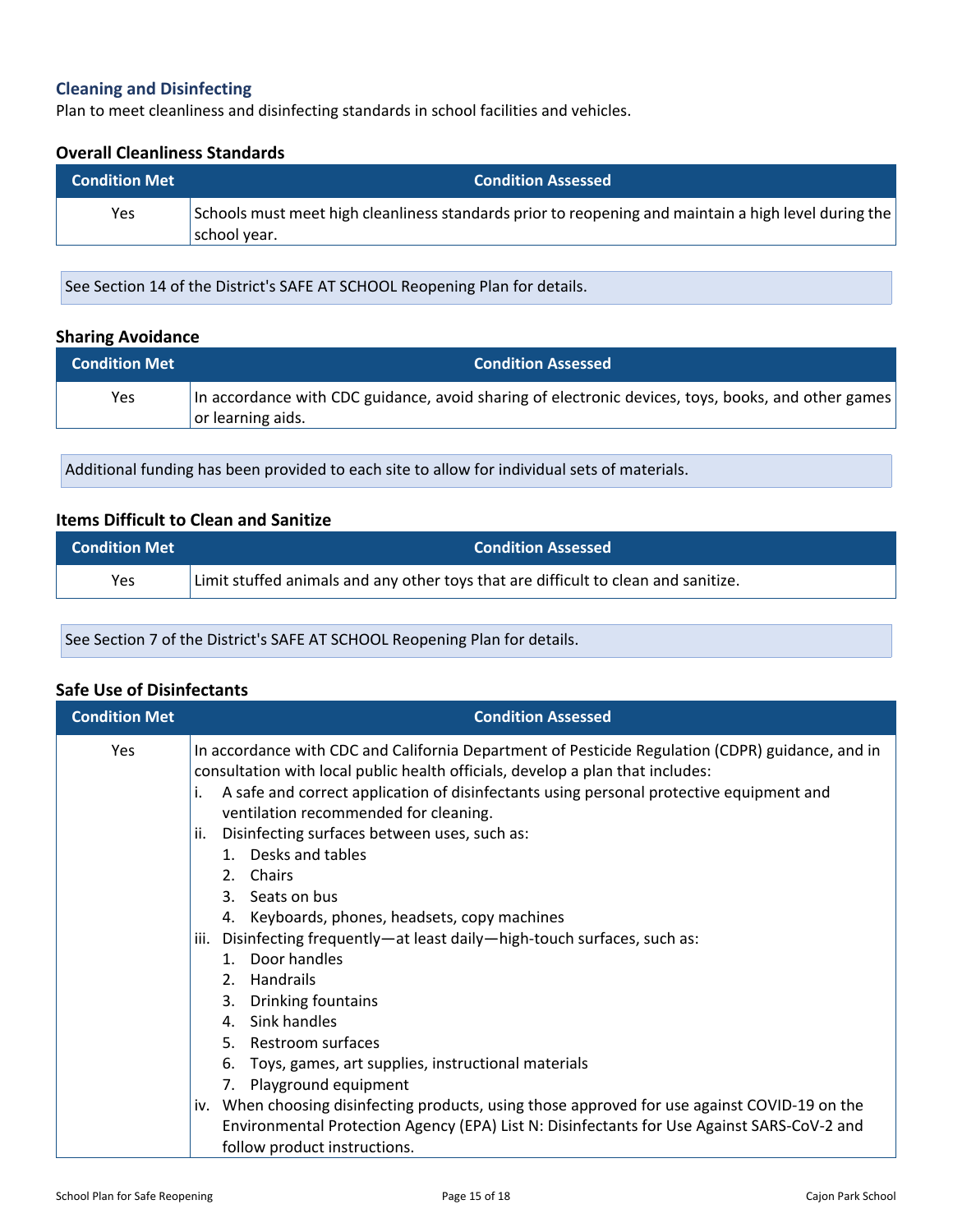## Cleaning and Disinfecting

Plan to meet cleanliness and disinfecting standards in school facilities and vehicles.

### Overall Cleanliness Standards

| Condition Met | Condition Assessed |
|---|---|
| Yes | Schools must meet high cleanliness standards prior to reopening and maintain a high level during the school year. |

See Section 14 of the District's SAFE AT SCHOOL Reopening Plan for details.

### Sharing Avoidance

| Condition Met | Condition Assessed |
|---|---|
| Yes | In accordance with CDC guidance, avoid sharing of electronic devices, toys, books, and other games or learning aids. |

Additional funding has been provided to each site to allow for individual sets of materials.

### Items Difficult to Clean and Sanitize

| Condition Met | Condition Assessed |
|---|---|
| Yes | Limit stuffed animals and any other toys that are difficult to clean and sanitize. |

See Section 7 of the District's SAFE AT SCHOOL Reopening Plan for details.

### Safe Use of Disinfectants

| Condition Met | Condition Assessed |
|---|---|
| Yes | In accordance with CDC and California Department of Pesticide Regulation (CDPR) guidance, and in consultation with local public health officials, develop a plan that includes:<br>i. A safe and correct application of disinfectants using personal protective equipment and ventilation recommended for cleaning.<br>ii. Disinfecting surfaces between uses, such as:<br>1. Desks and tables<br>2. Chairs<br>3. Seats on bus<br>4. Keyboards, phones, headsets, copy machines<br>iii. Disinfecting frequently—at least daily—high-touch surfaces, such as:<br>1. Door handles<br>2. Handrails<br>3. Drinking fountains<br>4. Sink handles<br>5. Restroom surfaces<br>6. Toys, games, art supplies, instructional materials<br>7. Playground equipment<br>iv. When choosing disinfecting products, using those approved for use against COVID-19 on the Environmental Protection Agency (EPA) List N: Disinfectants for Use Against SARS-CoV-2 and follow product instructions. |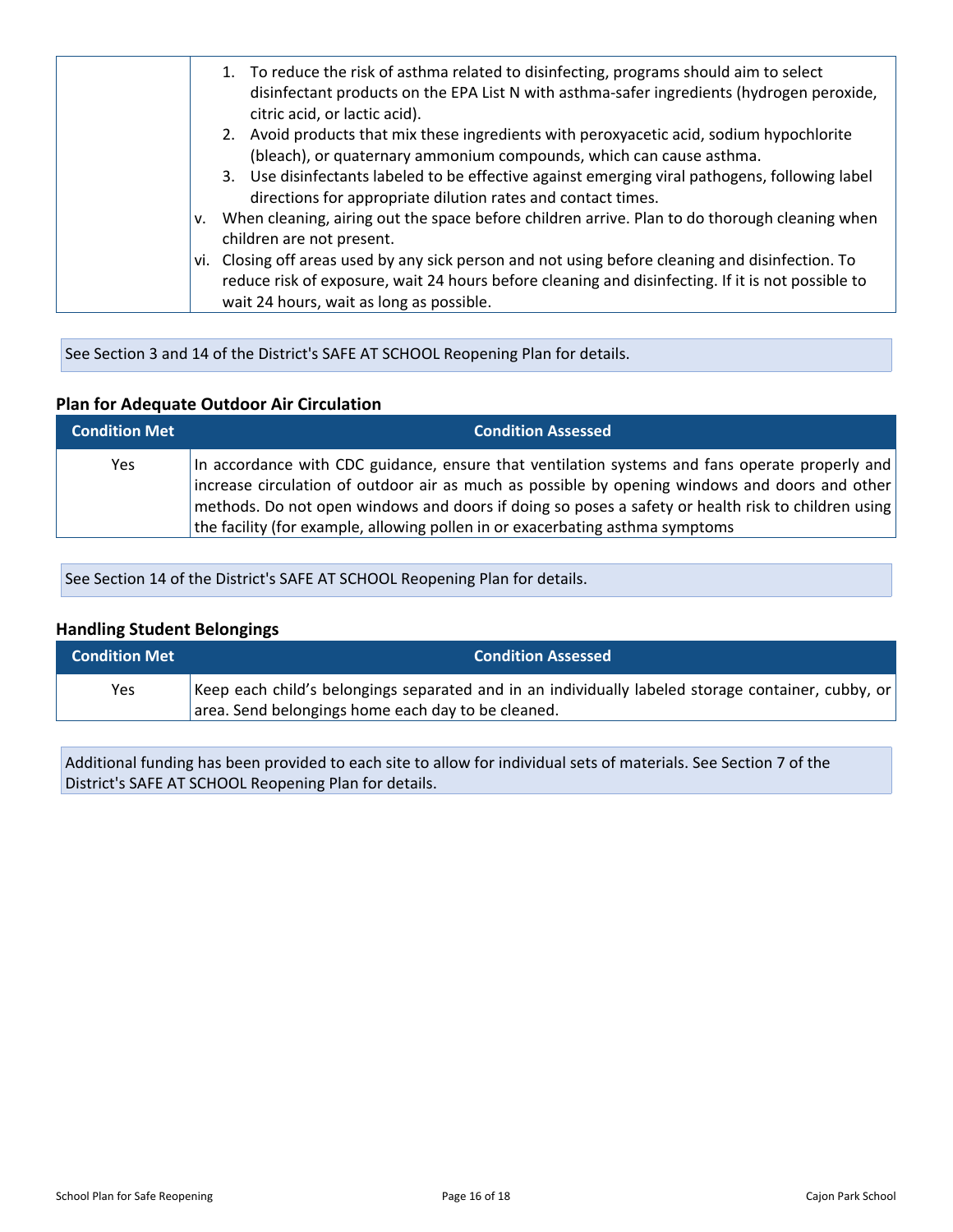| | |
|---|---|
| | 1. To reduce the risk of asthma related to disinfecting, programs should aim to select disinfectant products on the EPA List N with asthma-safer ingredients (hydrogen peroxide, citric acid, or lactic acid).<br>2. Avoid products that mix these ingredients with peroxyacetic acid, sodium hypochlorite (bleach), or quaternary ammonium compounds, which can cause asthma.<br>3. Use disinfectants labeled to be effective against emerging viral pathogens, following label directions for appropriate dilution rates and contact times.<br>v. When cleaning, airing out the space before children arrive. Plan to do thorough cleaning when children are not present.<br>vi. Closing off areas used by any sick person and not using before cleaning and disinfection. To reduce risk of exposure, wait 24 hours before cleaning and disinfecting. If it is not possible to wait 24 hours, wait as long as possible. |

See Section 3 and 14 of the District's SAFE AT SCHOOL Reopening Plan for details.

### Plan for Adequate Outdoor Air Circulation

| Condition Met | Condition Assessed |
|---|---|
| Yes | In accordance with CDC guidance, ensure that ventilation systems and fans operate properly and increase circulation of outdoor air as much as possible by opening windows and doors and other methods. Do not open windows and doors if doing so poses a safety or health risk to children using the facility (for example, allowing pollen in or exacerbating asthma symptoms |

See Section 14 of the District's SAFE AT SCHOOL Reopening Plan for details.

### Handling Student Belongings

| Condition Met | Condition Assessed |
|---|---|
| Yes | Keep each child's belongings separated and in an individually labeled storage container, cubby, or area. Send belongings home each day to be cleaned. |

Additional funding has been provided to each site to allow for individual sets of materials. See Section 7 of the District's SAFE AT SCHOOL Reopening Plan for details.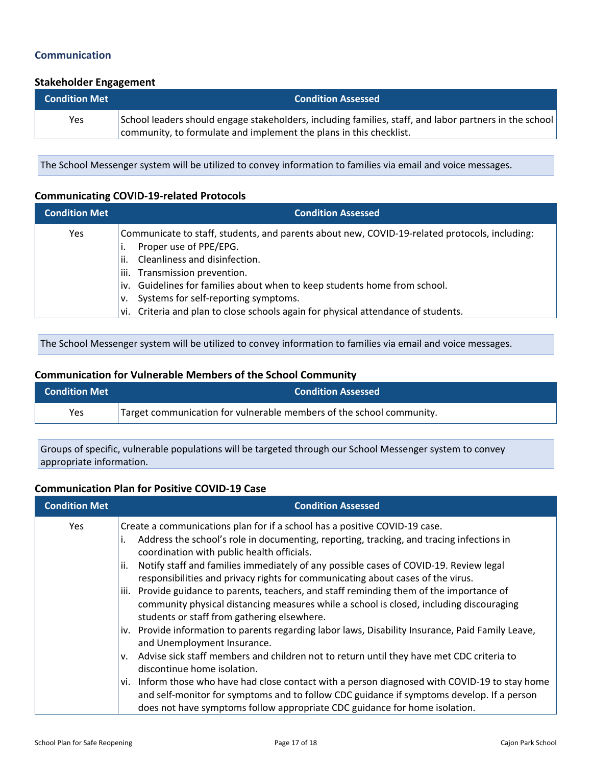## Communication

### Stakeholder Engagement

| Condition Met | Condition Assessed |
|---|---|
| Yes | School leaders should engage stakeholders, including families, staff, and labor partners in the school community, to formulate and implement the plans in this checklist. |

The School Messenger system will be utilized to convey information to families via email and voice messages.

### Communicating COVID-19-related Protocols

| Condition Met | Condition Assessed |
|---|---|
| Yes | Communicate to staff, students, and parents about new, COVID-19-related protocols, including:<br>i. Proper use of PPE/EPG.<br>ii. Cleanliness and disinfection.<br>iii. Transmission prevention.<br>iv. Guidelines for families about when to keep students home from school.<br>v. Systems for self-reporting symptoms.<br>vi. Criteria and plan to close schools again for physical attendance of students. |

The School Messenger system will be utilized to convey information to families via email and voice messages.

### Communication for Vulnerable Members of the School Community

| Condition Met | Condition Assessed |
|---|---|
| Yes | Target communication for vulnerable members of the school community. |

Groups of specific, vulnerable populations will be targeted through our School Messenger system to convey appropriate information.

### Communication Plan for Positive COVID-19 Case

| Condition Met | Condition Assessed |
|---|---|
| Yes | Create a communications plan for if a school has a positive COVID-19 case.<br>i. Address the school's role in documenting, reporting, tracking, and tracing infections in coordination with public health officials.<br>ii. Notify staff and families immediately of any possible cases of COVID-19. Review legal responsibilities and privacy rights for communicating about cases of the virus.<br>iii. Provide guidance to parents, teachers, and staff reminding them of the importance of community physical distancing measures while a school is closed, including discouraging students or staff from gathering elsewhere.<br>iv. Provide information to parents regarding labor laws, Disability Insurance, Paid Family Leave, and Unemployment Insurance.<br>v. Advise sick staff members and children not to return until they have met CDC criteria to discontinue home isolation.<br>vi. Inform those who have had close contact with a person diagnosed with COVID-19 to stay home and self-monitor for symptoms and to follow CDC guidance if symptoms develop. If a person does not have symptoms follow appropriate CDC guidance for home isolation. |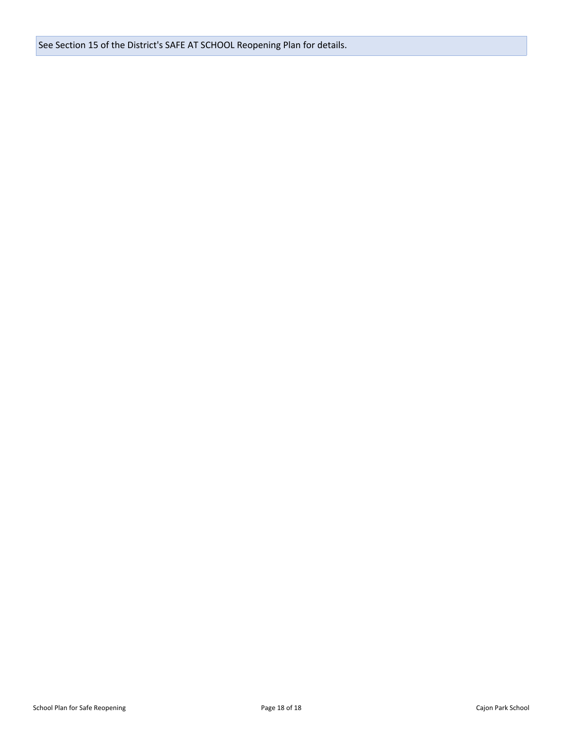See Section 15 of the District's SAFE AT SCHOOL Reopening Plan for details.